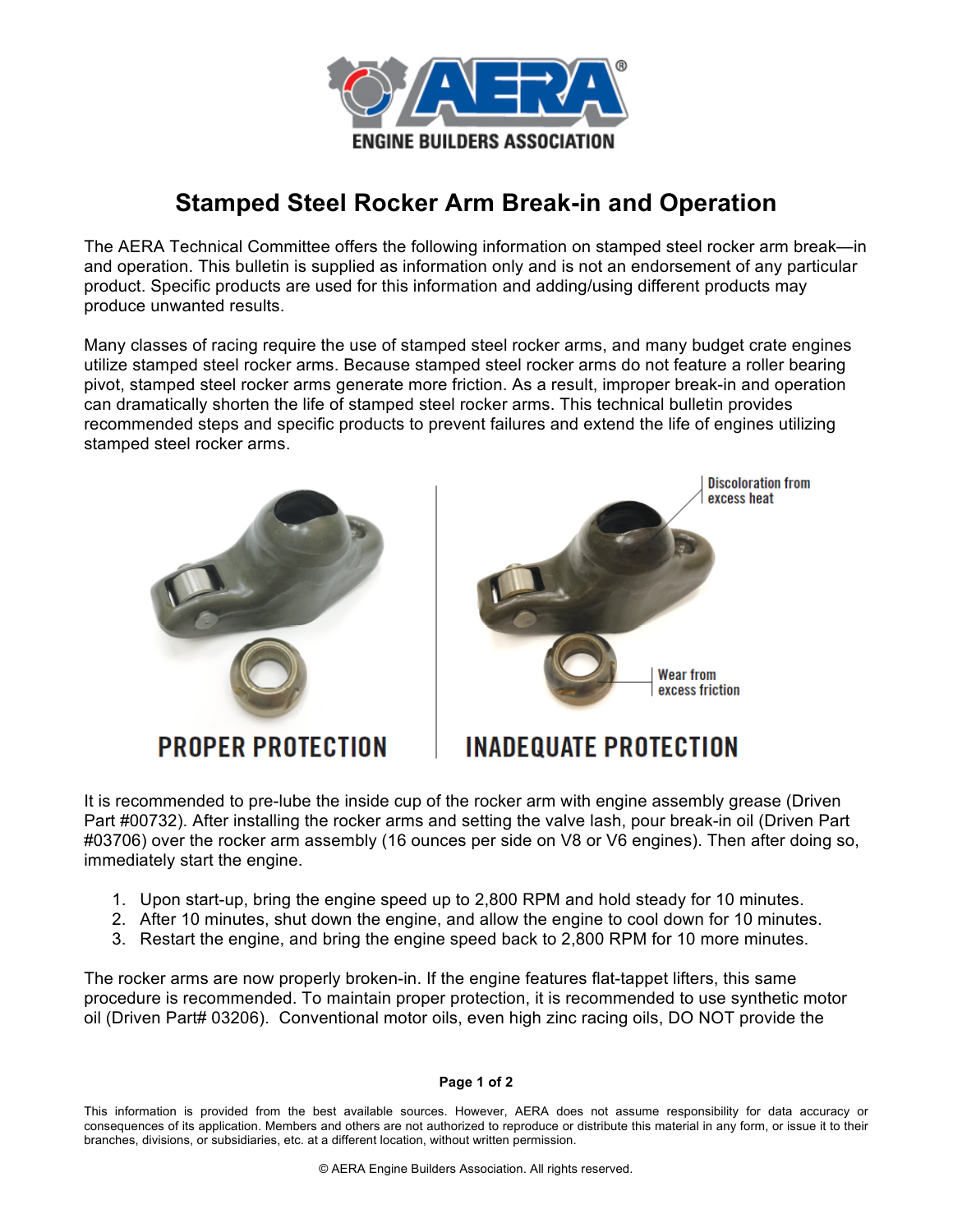# Stamped Steel Rocker Arm Break-in and Operation

The AERA Technical Committee offers the following information on stamped steel rocker arm break—in and operation. This bulletin is supplied as information only and is not an endorsement of any particular product. Specific products are used for this information and adding/using different products may produce unwanted results.

Many classes of racing require the use of stamped steel rocker arms, and many budget crate engines utilize stamped steel rocker arms. Because stamped steel rocker arms do not feature a roller bearing pivot, stamped steel rocker arms generate more friction. As a result, improper break-in and operation can dramatically shorten the life of stamped steel rocker arms. This technical bulletin provides recommended steps and specific products to prevent failures and extend the life of engines utilizing stamped steel rocker arms.

Discoloration from excess heat

Wear from excess friction

PROPER PROTECTION

INADEQUATE PROTECTION

It is recommended to pre-lube the inside cup of the rocker arm with engine assembly grease (Driven Part #00732). After installing the rocker arms and setting the valve lash, pour break-in oil (Driven Part #03706) over the rocker arm assembly (16 ounces per side on V8 or V6 engines). Then after doing so, immediately start the engine.

1. Upon start-up, bring the engine speed up to 2,800 RPM and hold steady for 10 minutes.
2. After 10 minutes, shut down the engine, and allow the engine to cool down for 10 minutes.
3. Restart the engine, and bring the engine speed back to 2,800 RPM for 10 more minutes.

The rocker arms are now properly broken-in. If the engine features flat-tappet lifters, this same procedure is recommended. To maintain proper protection, it is recommended to use synthetic motor oil (Driven Part# 03206). Conventional motor oils, even high zinc racing oils, DO NOT provide the

This information is provided from the best available sources. However, AERA does not assume responsibility for data accuracy or consequences of its application. Members and others are not authorized to reproduce or distribute this material in any form, or issue it to their branches, divisions, or subsidiaries, etc. at a different location, without written permission.

© AERA Engine Builders Association. All rights reserved.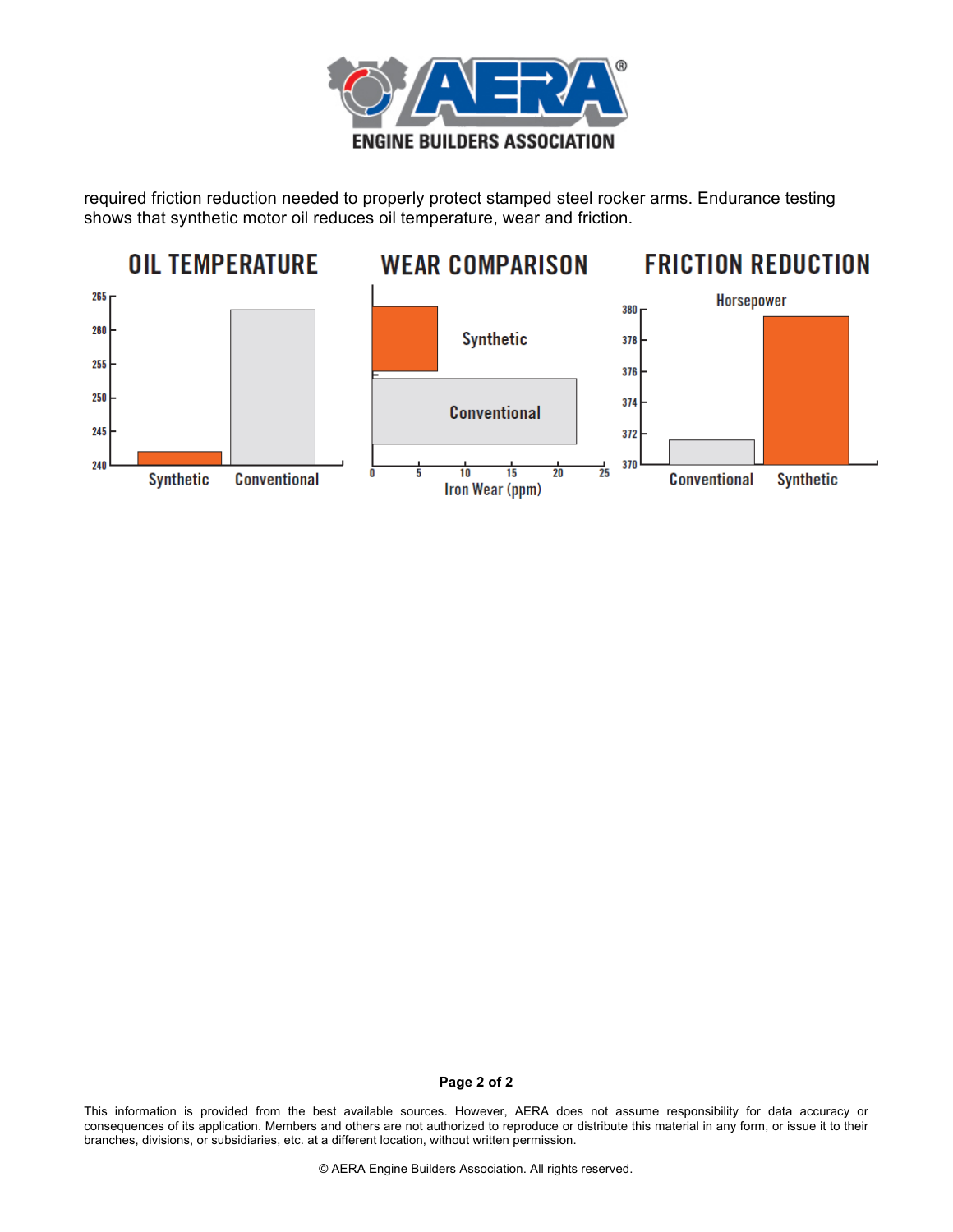required friction reduction needed to properly protect stamped steel rocker arms. Endurance testing shows that synthetic motor oil reduces oil temperature, wear and friction.

OIL TEMPERATURE

265
260
255
250
245
240

Synthetic
Conventional

WEAR COMPARISON

Synthetic
Conventional

0
5
10
15
20
25

Iron Wear (ppm)

FRICTION REDUCTION

Horsepower

380
378
376
374
372
370

Conventional
Synthetic

This information is provided from the best available sources. However, AERA does not assume responsibility for data accuracy or consequences of its application. Members and others are not authorized to reproduce or distribute this material in any form, or issue it to their branches, divisions, or subsidiaries, etc. at a different location, without written permission.

© AERA Engine Builders Association. All rights reserved.